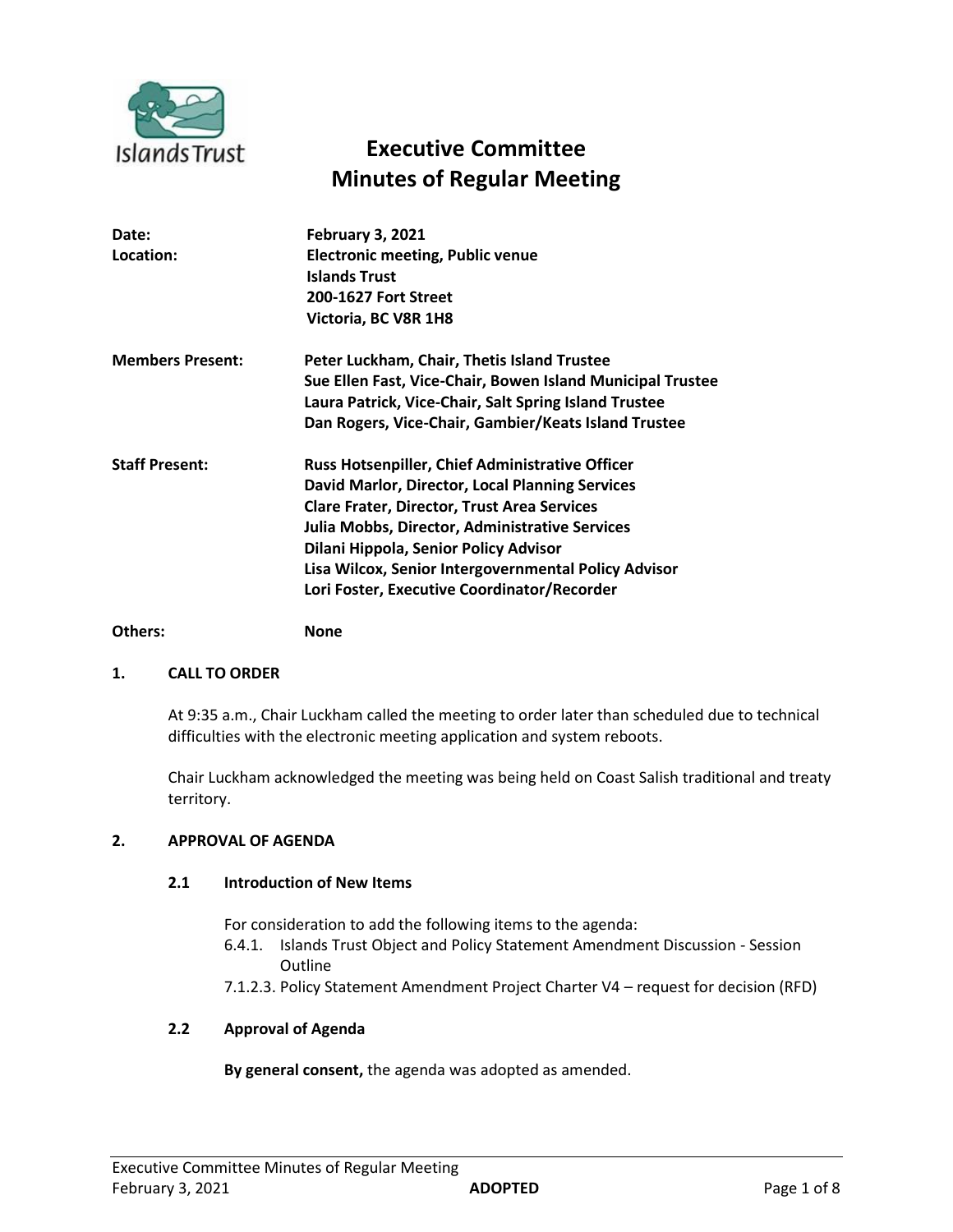# Executive Committee Minutes of Regular Meeting

| | |
|---|---|
| **Date:** | **February 3, 2021** |
| **Location:** | **Electronic meeting, Public venue**<br>**Islands Trust**<br>**200-1627 Fort Street**<br>**Victoria, BC V8R 1H8** |
| **Members Present:** | **Peter Luckham, Chair, Thetis Island Trustee**<br>**Sue Ellen Fast, Vice-Chair, Bowen Island Municipal Trustee**<br>**Laura Patrick, Vice-Chair, Salt Spring Island Trustee**<br>**Dan Rogers, Vice-Chair, Gambier/Keats Island Trustee** |
| **Staff Present:** | **Russ Hotsenpiller, Chief Administrative Officer**<br>**David Marlor, Director, Local Planning Services**<br>**Clare Frater, Director, Trust Area Services**<br>**Julia Mobbs, Director, Administrative Services**<br>**Dilani Hippola, Senior Policy Advisor**<br>**Lisa Wilcox, Senior Intergovernmental Policy Advisor**<br>**Lori Foster, Executive Coordinator/Recorder** |
| **Others:** | **None** |

## 1. CALL TO ORDER

At 9:35 a.m., Chair Luckham called the meeting to order later than scheduled due to technical difficulties with the electronic meeting application and system reboots.

Chair Luckham acknowledged the meeting was being held on Coast Salish traditional and treaty territory.

## 2. APPROVAL OF AGENDA

### 2.1 Introduction of New Items

For consideration to add the following items to the agenda:

- 6.4.1. Islands Trust Object and Policy Statement Amendment Discussion - Session Outline
- 7.1.2.3. Policy Statement Amendment Project Charter V4 – request for decision (RFD)

### 2.2 Approval of Agenda

**By general consent,** the agenda was adopted as amended.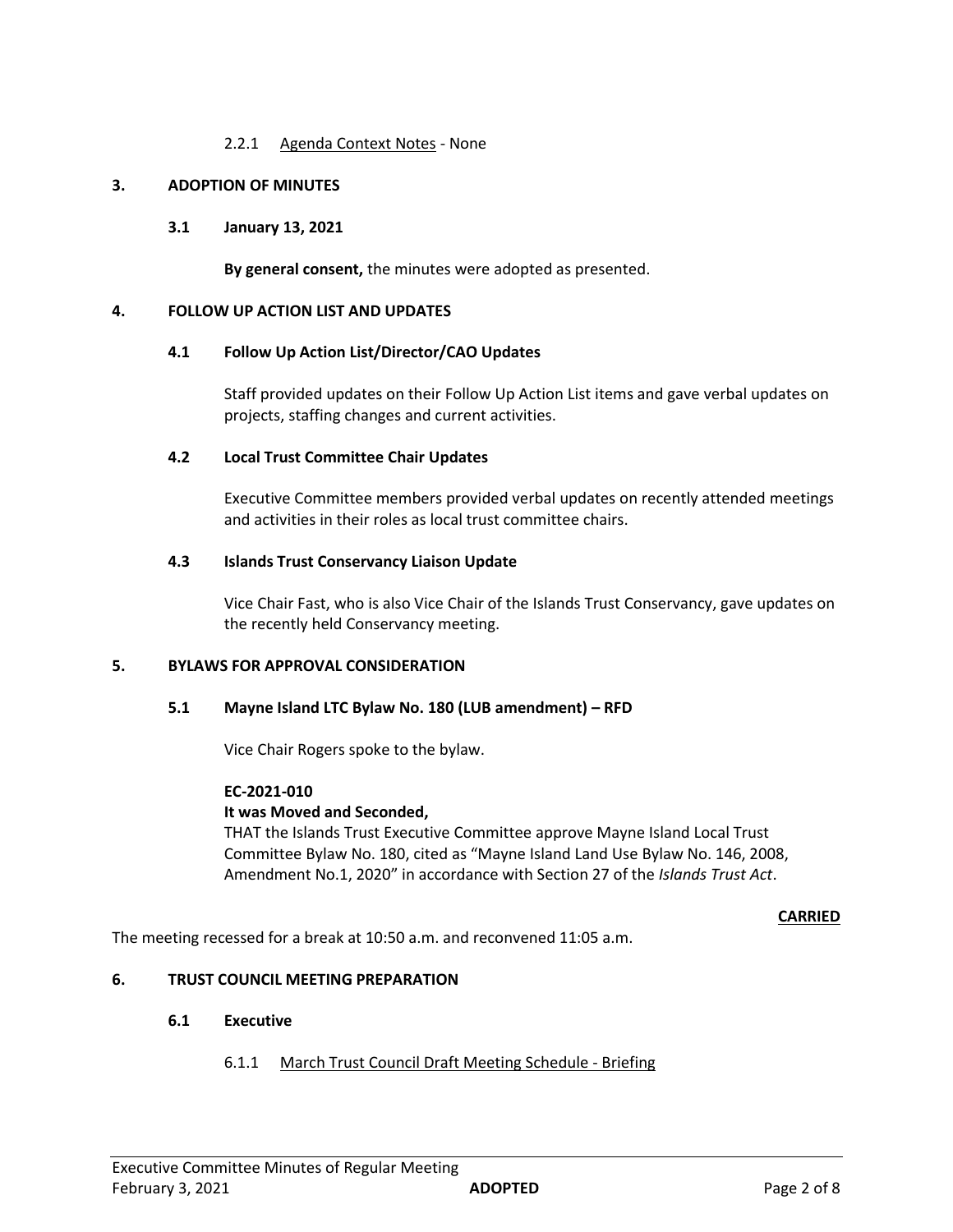2.2.1 Agenda Context Notes - None

## 3. ADOPTION OF MINUTES

### 3.1 January 13, 2021

**By general consent,** the minutes were adopted as presented.

## 4. FOLLOW UP ACTION LIST AND UPDATES

### 4.1 Follow Up Action List/Director/CAO Updates

Staff provided updates on their Follow Up Action List items and gave verbal updates on projects, staffing changes and current activities.

### 4.2 Local Trust Committee Chair Updates

Executive Committee members provided verbal updates on recently attended meetings and activities in their roles as local trust committee chairs.

### 4.3 Islands Trust Conservancy Liaison Update

Vice Chair Fast, who is also Vice Chair of the Islands Trust Conservancy, gave updates on the recently held Conservancy meeting.

## 5. BYLAWS FOR APPROVAL CONSIDERATION

### 5.1 Mayne Island LTC Bylaw No. 180 (LUB amendment) – RFD

Vice Chair Rogers spoke to the bylaw.

**EC-2021-010**
**It was Moved and Seconded,**
THAT the Islands Trust Executive Committee approve Mayne Island Local Trust Committee Bylaw No. 180, cited as "Mayne Island Land Use Bylaw No. 146, 2008, Amendment No.1, 2020" in accordance with Section 27 of the *Islands Trust Act*.

**CARRIED**

The meeting recessed for a break at 10:50 a.m. and reconvened 11:05 a.m.

## 6. TRUST COUNCIL MEETING PREPARATION

### 6.1 Executive

6.1.1 March Trust Council Draft Meeting Schedule - Briefing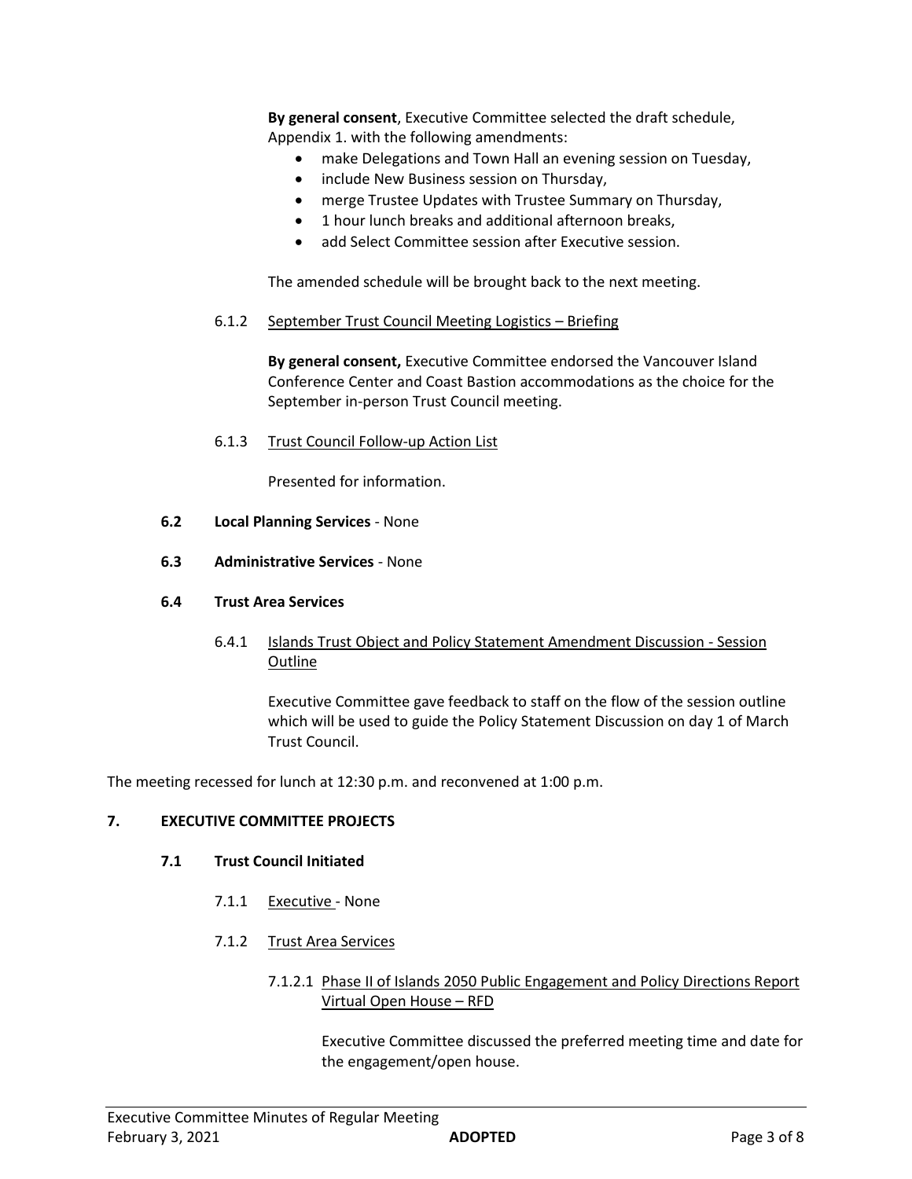**By general consent**, Executive Committee selected the draft schedule, Appendix 1. with the following amendments:

- make Delegations and Town Hall an evening session on Tuesday,
- include New Business session on Thursday,
- merge Trustee Updates with Trustee Summary on Thursday,
- 1 hour lunch breaks and additional afternoon breaks,
- add Select Committee session after Executive session.

The amended schedule will be brought back to the next meeting.

6.1.2 September Trust Council Meeting Logistics – Briefing

**By general consent,** Executive Committee endorsed the Vancouver Island Conference Center and Coast Bastion accommodations as the choice for the September in-person Trust Council meeting.

6.1.3 Trust Council Follow-up Action List

Presented for information.

**6.2 Local Planning Services** - None

**6.3 Administrative Services** - None

**6.4 Trust Area Services**

6.4.1 Islands Trust Object and Policy Statement Amendment Discussion - Session Outline

Executive Committee gave feedback to staff on the flow of the session outline which will be used to guide the Policy Statement Discussion on day 1 of March Trust Council.

The meeting recessed for lunch at 12:30 p.m. and reconvened at 1:00 p.m.

**7. EXECUTIVE COMMITTEE PROJECTS**

**7.1 Trust Council Initiated**

7.1.1 Executive - None

7.1.2 Trust Area Services

7.1.2.1 Phase II of Islands 2050 Public Engagement and Policy Directions Report Virtual Open House – RFD

Executive Committee discussed the preferred meeting time and date for the engagement/open house.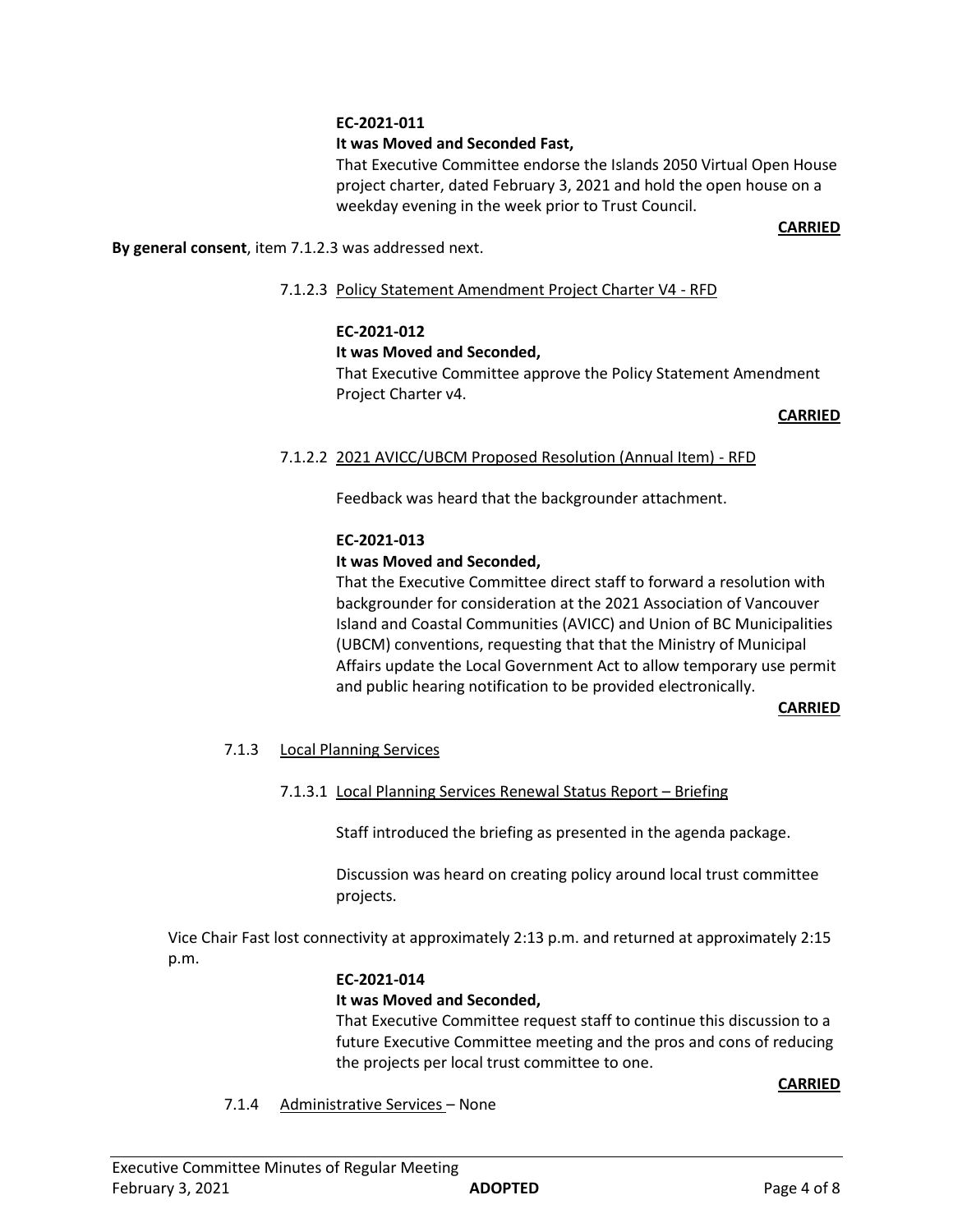**EC-2021-011**

**It was Moved and Seconded Fast,**

That Executive Committee endorse the Islands 2050 Virtual Open House project charter, dated February 3, 2021 and hold the open house on a weekday evening in the week prior to Trust Council.

**CARRIED**

**By general consent**, item 7.1.2.3 was addressed next.

7.1.2.3 Policy Statement Amendment Project Charter V4 - RFD

**EC-2021-012**

**It was Moved and Seconded,**

That Executive Committee approve the Policy Statement Amendment Project Charter v4.

**CARRIED**

7.1.2.2 2021 AVICC/UBCM Proposed Resolution (Annual Item) - RFD

Feedback was heard that the backgrounder attachment.

**EC-2021-013**

**It was Moved and Seconded,**

That the Executive Committee direct staff to forward a resolution with backgrounder for consideration at the 2021 Association of Vancouver Island and Coastal Communities (AVICC) and Union of BC Municipalities (UBCM) conventions, requesting that that the Ministry of Municipal Affairs update the Local Government Act to allow temporary use permit and public hearing notification to be provided electronically.

**CARRIED**

7.1.3 Local Planning Services

7.1.3.1 Local Planning Services Renewal Status Report – Briefing

Staff introduced the briefing as presented in the agenda package.

Discussion was heard on creating policy around local trust committee projects.

Vice Chair Fast lost connectivity at approximately 2:13 p.m. and returned at approximately 2:15 p.m.

**EC-2021-014**

**It was Moved and Seconded,**

That Executive Committee request staff to continue this discussion to a future Executive Committee meeting and the pros and cons of reducing the projects per local trust committee to one.

**CARRIED**

7.1.4 Administrative Services – None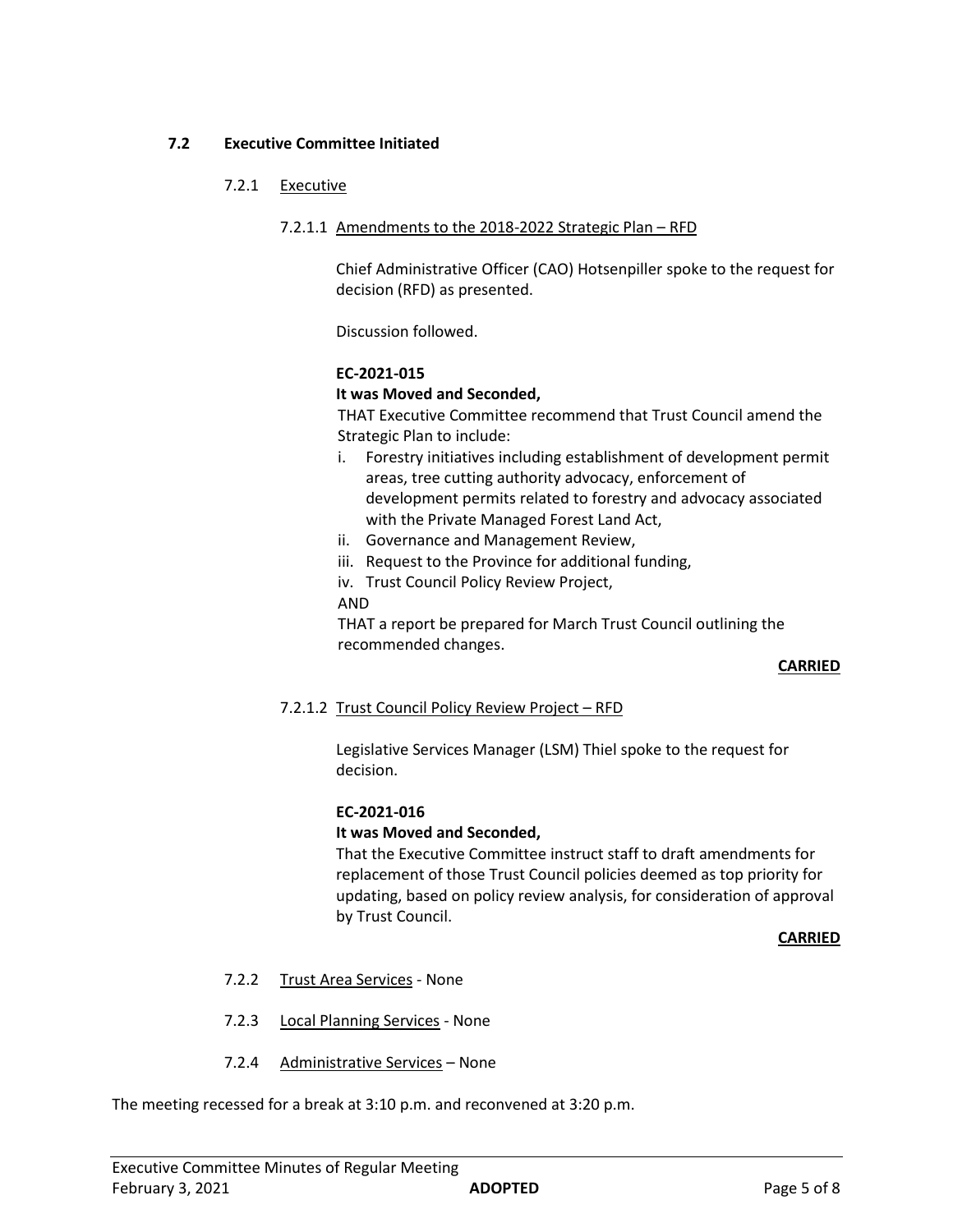### 7.2 Executive Committee Initiated

#### 7.2.1 Executive

##### 7.2.1.1 Amendments to the 2018-2022 Strategic Plan – RFD

Chief Administrative Officer (CAO) Hotsenpiller spoke to the request for decision (RFD) as presented.

Discussion followed.

**EC-2021-015**

**It was Moved and Seconded,**

THAT Executive Committee recommend that Trust Council amend the Strategic Plan to include:

i. Forestry initiatives including establishment of development permit areas, tree cutting authority advocacy, enforcement of development permits related to forestry and advocacy associated with the Private Managed Forest Land Act,
ii. Governance and Management Review,
iii. Request to the Province for additional funding,
iv. Trust Council Policy Review Project,

AND

THAT a report be prepared for March Trust Council outlining the recommended changes.

**CARRIED**

##### 7.2.1.2 Trust Council Policy Review Project – RFD

Legislative Services Manager (LSM) Thiel spoke to the request for decision.

**EC-2021-016**

**It was Moved and Seconded,**

That the Executive Committee instruct staff to draft amendments for replacement of those Trust Council policies deemed as top priority for updating, based on policy review analysis, for consideration of approval by Trust Council.

**CARRIED**

#### 7.2.2 Trust Area Services - None

#### 7.2.3 Local Planning Services - None

#### 7.2.4 Administrative Services – None

The meeting recessed for a break at 3:10 p.m. and reconvened at 3:20 p.m.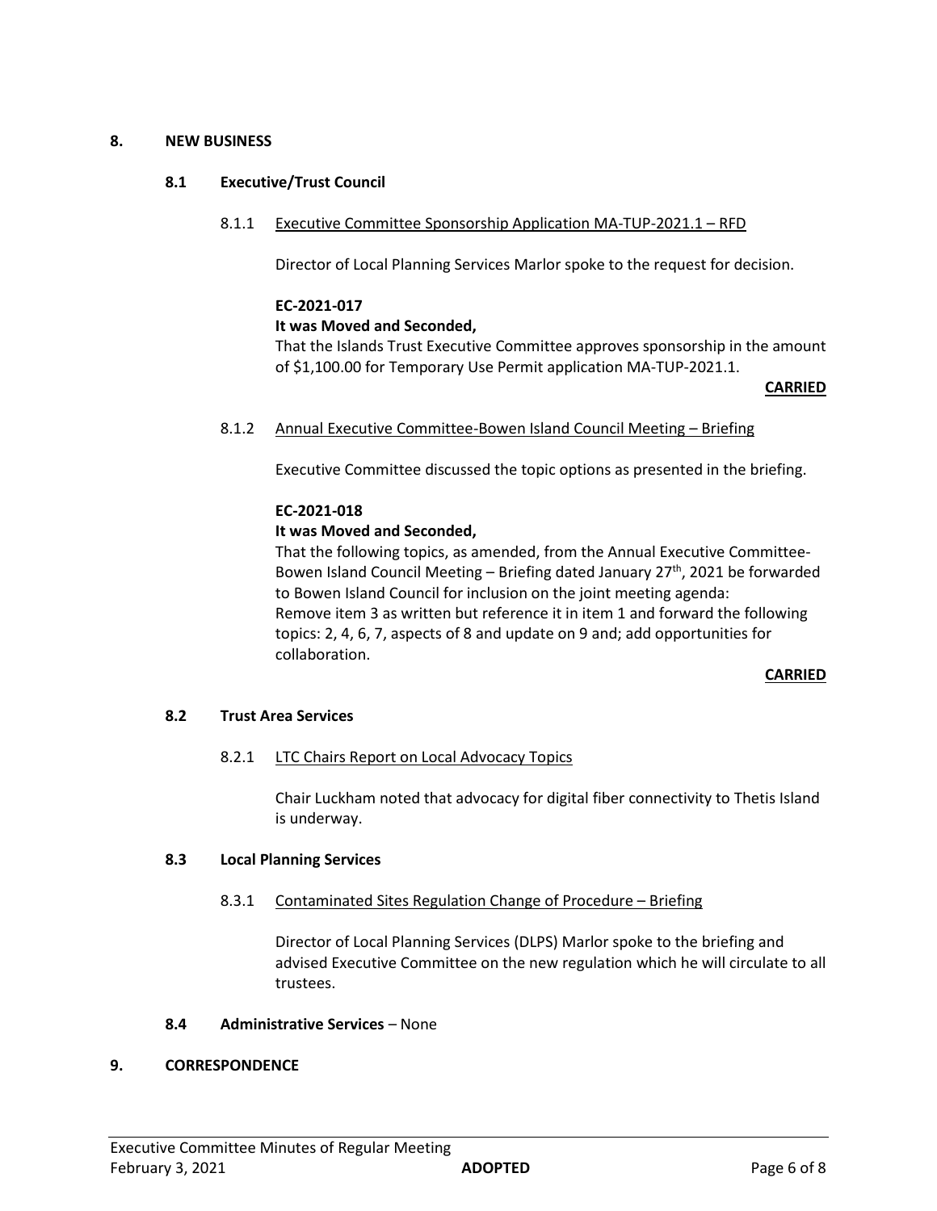## 8. NEW BUSINESS

### 8.1 Executive/Trust Council

#### 8.1.1 Executive Committee Sponsorship Application MA-TUP-2021.1 – RFD

Director of Local Planning Services Marlor spoke to the request for decision.

**EC-2021-017**

**It was Moved and Seconded,**

That the Islands Trust Executive Committee approves sponsorship in the amount of $1,100.00 for Temporary Use Permit application MA-TUP-2021.1.

**CARRIED**

#### 8.1.2 Annual Executive Committee-Bowen Island Council Meeting – Briefing

Executive Committee discussed the topic options as presented in the briefing.

**EC-2021-018**

**It was Moved and Seconded,**

That the following topics, as amended, from the Annual Executive Committee-Bowen Island Council Meeting – Briefing dated January 27th, 2021 be forwarded to Bowen Island Council for inclusion on the joint meeting agenda:
Remove item 3 as written but reference it in item 1 and forward the following topics: 2, 4, 6, 7, aspects of 8 and update on 9 and; add opportunities for collaboration.

**CARRIED**

### 8.2 Trust Area Services

#### 8.2.1 LTC Chairs Report on Local Advocacy Topics

Chair Luckham noted that advocacy for digital fiber connectivity to Thetis Island is underway.

### 8.3 Local Planning Services

#### 8.3.1 Contaminated Sites Regulation Change of Procedure – Briefing

Director of Local Planning Services (DLPS) Marlor spoke to the briefing and advised Executive Committee on the new regulation which he will circulate to all trustees.

### 8.4 Administrative Services – None

## 9. CORRESPONDENCE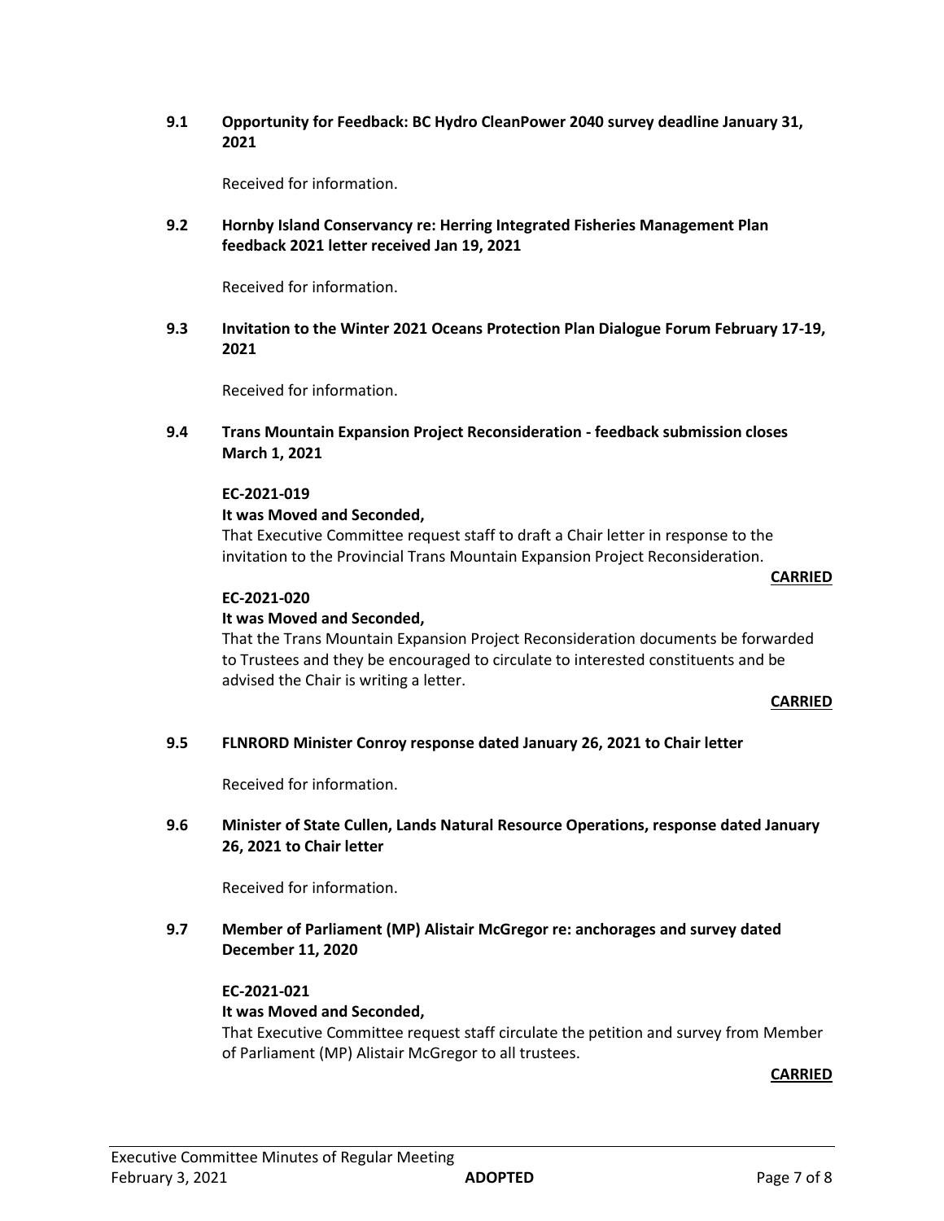### 9.1 Opportunity for Feedback: BC Hydro CleanPower 2040 survey deadline January 31, 2021

Received for information.

### 9.2 Hornby Island Conservancy re: Herring Integrated Fisheries Management Plan feedback 2021 letter received Jan 19, 2021

Received for information.

### 9.3 Invitation to the Winter 2021 Oceans Protection Plan Dialogue Forum February 17-19, 2021

Received for information.

### 9.4 Trans Mountain Expansion Project Reconsideration - feedback submission closes March 1, 2021

**EC-2021-019**

**It was Moved and Seconded,**

That Executive Committee request staff to draft a Chair letter in response to the invitation to the Provincial Trans Mountain Expansion Project Reconsideration.

**CARRIED**

**EC-2021-020**

**It was Moved and Seconded,**

That the Trans Mountain Expansion Project Reconsideration documents be forwarded to Trustees and they be encouraged to circulate to interested constituents and be advised the Chair is writing a letter.

**CARRIED**

### 9.5 FLNRORD Minister Conroy response dated January 26, 2021 to Chair letter

Received for information.

### 9.6 Minister of State Cullen, Lands Natural Resource Operations, response dated January 26, 2021 to Chair letter

Received for information.

### 9.7 Member of Parliament (MP) Alistair McGregor re: anchorages and survey dated December 11, 2020

**EC-2021-021**

**It was Moved and Seconded,**

That Executive Committee request staff circulate the petition and survey from Member of Parliament (MP) Alistair McGregor to all trustees.

**CARRIED**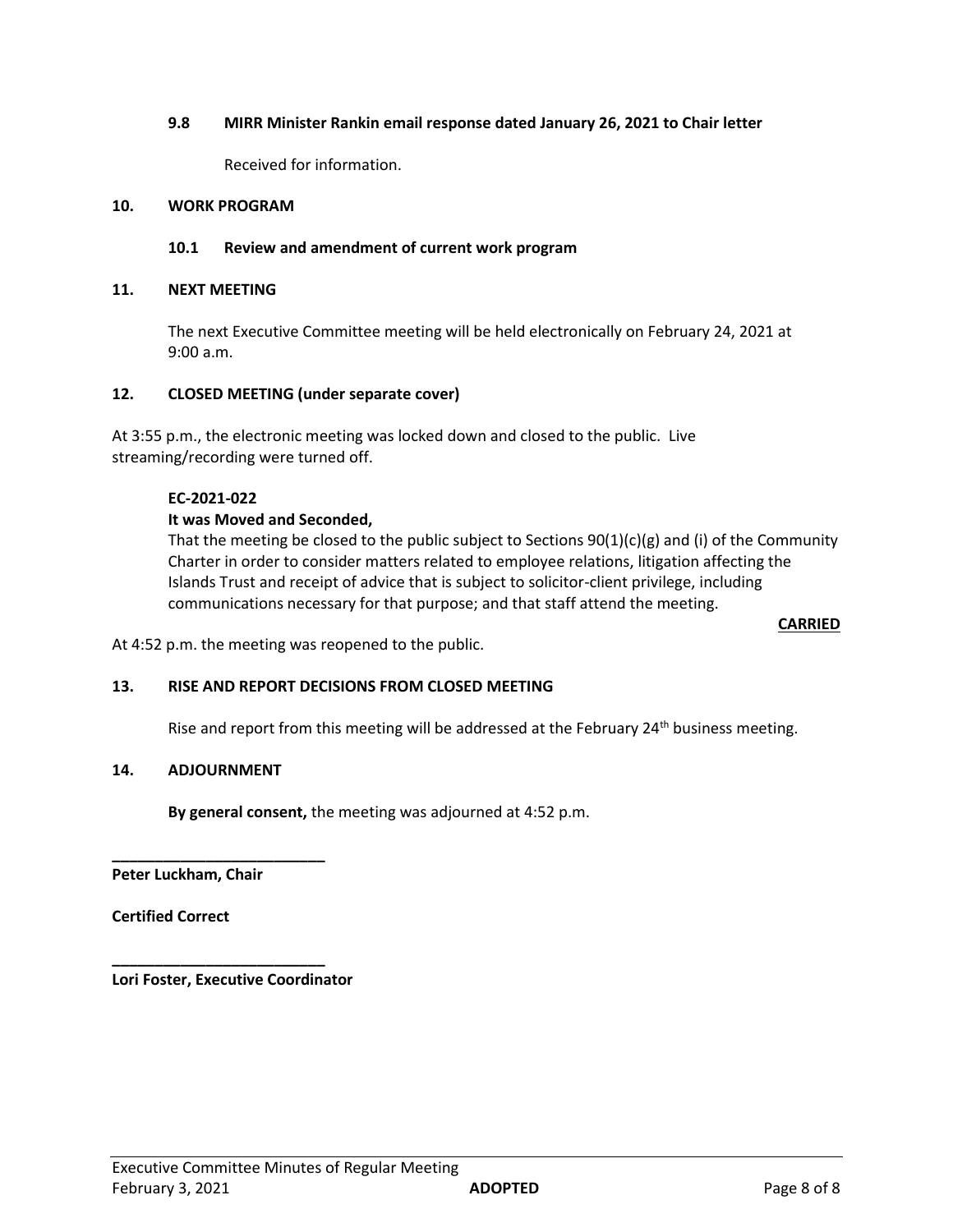### 9.8 MIRR Minister Rankin email response dated January 26, 2021 to Chair letter

Received for information.

## 10. WORK PROGRAM

### 10.1 Review and amendment of current work program

## 11. NEXT MEETING

The next Executive Committee meeting will be held electronically on February 24, 2021 at 9:00 a.m.

## 12. CLOSED MEETING (under separate cover)

At 3:55 p.m., the electronic meeting was locked down and closed to the public. Live streaming/recording were turned off.

**EC-2021-022**

**It was Moved and Seconded,**

That the meeting be closed to the public subject to Sections 90(1)(c)(g) and (i) of the Community Charter in order to consider matters related to employee relations, litigation affecting the Islands Trust and receipt of advice that is subject to solicitor-client privilege, including communications necessary for that purpose; and that staff attend the meeting.

**CARRIED**

At 4:52 p.m. the meeting was reopened to the public.

## 13. RISE AND REPORT DECISIONS FROM CLOSED MEETING

Rise and report from this meeting will be addressed at the February 24th business meeting.

## 14. ADJOURNMENT

**By general consent,** the meeting was adjourned at 4:52 p.m.

\_\_\_\_\_\_\_\_\_\_\_\_\_\_\_\_\_\_\_\_\_\_\_\_\_\_

**Peter Luckham, Chair**

**Certified Correct**

\_\_\_\_\_\_\_\_\_\_\_\_\_\_\_\_\_\_\_\_\_\_\_\_\_\_

**Lori Foster, Executive Coordinator**